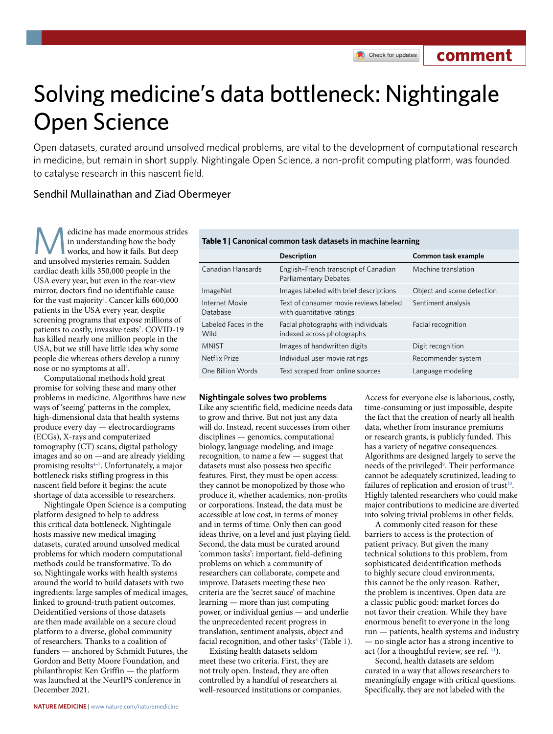# Solving medicine's data bottleneck: Nightingale Open Science

Open datasets, curated around unsolved medical problems, are vital to the development of computational research in medicine, but remain in short supply. Nightingale Open Science, a non-profit computing platform, was founded to catalyse research in this nascent field.

Sendhil Mullainathan and Ziad Obermeyer

Medicine has made enormous strides in understanding how the body works, and how it fails. But deep and unsolved mysteries remain. Sudden cardiac death kills 350,000 people in the USA every year, but even in the rear-view mirror, doctors find no identifiable cause for the vast majority[1]. Cancer kills 600,000 patients in the USA every year, despite screening programs that expose millions of patients to costly, invasive tests[2]. COVID-19 has killed nearly one million people in the USA, but we still have little idea why some people die whereas others develop a runny nose or no symptoms at all[3].

Computational methods hold great promise for solving these and many other problems in medicine. Algorithms have new ways of 'seeing' patterns in the complex, high-dimensional data that health systems produce every day — electrocardiograms (ECGs), X-rays and computerized tomography (CT) scans, digital pathology images and so on —and are already yielding promising results[4–7]. Unfortunately, a major bottleneck risks stifling progress in this nascent field before it begins: the acute shortage of data accessible to researchers.

Nightingale Open Science is a computing platform designed to help to address this critical data bottleneck. Nightingale hosts massive new medical imaging datasets, curated around unsolved medical problems for which modern computational methods could be transformative. To do so, Nightingale works with health systems around the world to build datasets with two ingredients: large samples of medical images, linked to ground-truth patient outcomes. Deidentified versions of those datasets are then made available on a secure cloud platform to a diverse, global community of researchers. Thanks to a coalition of funders — anchored by Schmidt Futures, the Gordon and Betty Moore Foundation, and philanthropist Ken Griffin — the platform was launched at the NeurIPS conference in December 2021.

**Table 1 | Canonical common task datasets in machine learning**

| | Description | Common task example |
|---|---|---|
| Canadian Hansards | English–French transcript of Canadian Parliamentary Debates | Machine translation |
| ImageNet | Images labeled with brief descriptions | Object and scene detection |
| Internet Movie Database | Text of consumer movie reviews labeled with quantitative ratings | Sentiment analysis |
| Labeled Faces in the Wild | Facial photographs with individuals indexed across photographs | Facial recognition |
| MNIST | Images of handwritten digits | Digit recognition |
| Netflix Prize | Individual user movie ratings | Recommender system |
| One Billion Words | Text scraped from online sources | Language modeling |

## Nightingale solves two problems

Like any scientific field, medicine needs data to grow and thrive. But not just any data will do. Instead, recent successes from other disciplines — genomics, computational biology, language modeling, and image recognition, to name a few — suggest that datasets must also possess two specific features. First, they must be open access: they cannot be monopolized by those who produce it, whether academics, non-profits or corporations. Instead, the data must be accessible at low cost, in terms of money and in terms of time. Only then can good ideas thrive, on a level and just playing field. Second, the data must be curated around 'common tasks': important, field-defining problems on which a community of researchers can collaborate, compete and improve. Datasets meeting these two criteria are the 'secret sauce' of machine learning — more than just computing power, or individual genius — and underlie the unprecedented recent progress in translation, sentiment analysis, object and facial recognition, and other tasks[8] (Table 1).

Existing health datasets seldom meet these two criteria. First, they are not truly open. Instead, they are often controlled by a handful of researchers at well-resourced institutions or companies. Access for everyone else is laborious, costly, time-consuming or just impossible, despite the fact that the creation of nearly all health data, whether from insurance premiums or research grants, is publicly funded. This has a variety of negative consequences. Algorithms are designed largely to serve the needs of the privileged[9]. Their performance cannot be adequately scrutinized, leading to failures of replication and erosion of trust[10]. Highly talented researchers who could make major contributions to medicine are diverted into solving trivial problems in other fields.

A commonly cited reason for these barriers to access is the protection of patient privacy. But given the many technical solutions to this problem, from sophisticated deidentification methods to highly secure cloud environments, this cannot be the only reason. Rather, the problem is incentives. Open data are a classic public good: market forces do not favor their creation. While they have enormous benefit to everyone in the long run — patients, health systems and industry — no single actor has a strong incentive to act (for a thoughtful review, see ref. [11]).

Second, health datasets are seldom curated in a way that allows researchers to meaningfully engage with critical questions. Specifically, they are not labeled with the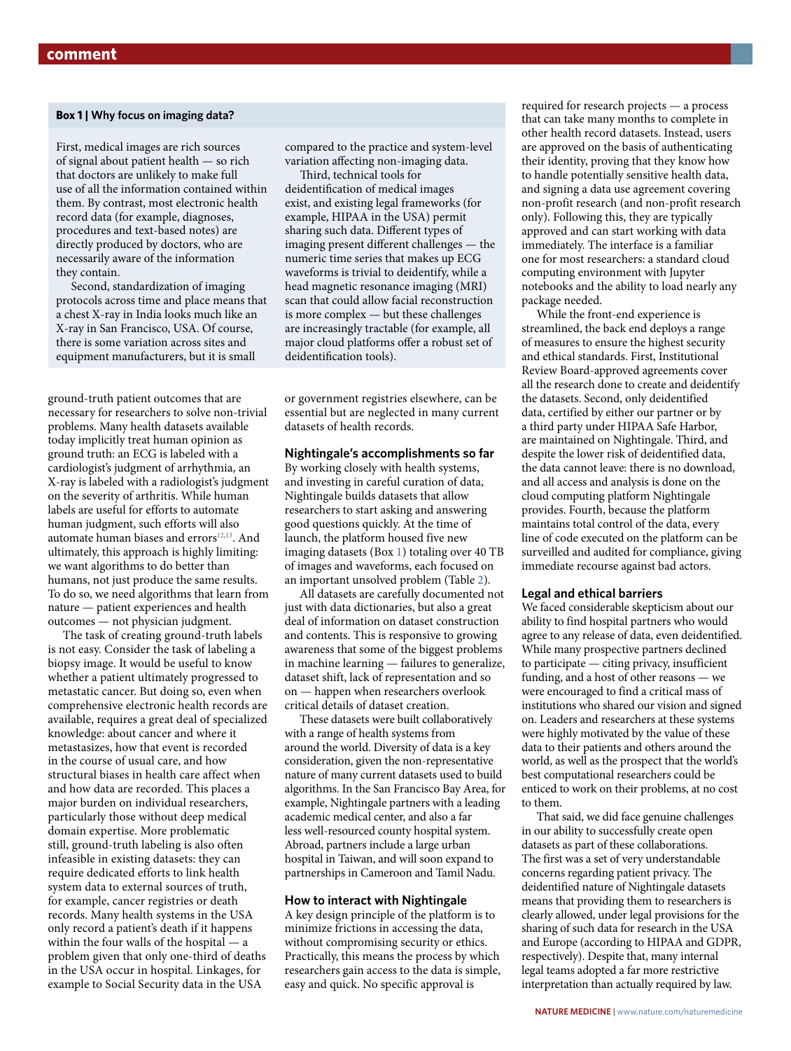### Box 1 | Why focus on imaging data?

First, medical images are rich sources of signal about patient health — so rich that doctors are unlikely to make full use of all the information contained within them. By contrast, most electronic health record data (for example, diagnoses, procedures and text-based notes) are directly produced by doctors, who are necessarily aware of the information they contain.

Second, standardization of imaging protocols across time and place means that a chest X-ray in India looks much like an X-ray in San Francisco, USA. Of course, there is some variation across sites and equipment manufacturers, but it is small compared to the practice and system-level variation affecting non-imaging data.

Third, technical tools for deidentification of medical images exist, and existing legal frameworks (for example, HIPAA in the USA) permit sharing such data. Different types of imaging present different challenges — the numeric time series that makes up ECG waveforms is trivial to deidentify, while a head magnetic resonance imaging (MRI) scan that could allow facial reconstruction is more complex — but these challenges are increasingly tractable (for example, all major cloud platforms offer a robust set of deidentification tools).

ground-truth patient outcomes that are necessary for researchers to solve non-trivial problems. Many health datasets available today implicitly treat human opinion as ground truth: an ECG is labeled with a cardiologist's judgment of arrhythmia, an X-ray is labeled with a radiologist's judgment on the severity of arthritis. While human labels are useful for efforts to automate human judgment, such efforts will also automate human biases and errors[12,13]. And ultimately, this approach is highly limiting: we want algorithms to do better than humans, not just produce the same results. To do so, we need algorithms that learn from nature — patient experiences and health outcomes — not physician judgment.

The task of creating ground-truth labels is not easy. Consider the task of labeling a biopsy image. It would be useful to know whether a patient ultimately progressed to metastatic cancer. But doing so, even when comprehensive electronic health records are available, requires a great deal of specialized knowledge: about cancer and where it metastasizes, how that event is recorded in the course of usual care, and how structural biases in health care affect when and how data are recorded. This places a major burden on individual researchers, particularly those without deep medical domain expertise. More problematic still, ground-truth labeling is also often infeasible in existing datasets: they can require dedicated efforts to link health system data to external sources of truth, for example, cancer registries or death records. Many health systems in the USA only record a patient's death if it happens within the four walls of the hospital — a problem given that only one-third of deaths in the USA occur in hospital. Linkages, for example to Social Security data in the USA or government registries elsewhere, can be essential but are neglected in many current datasets of health records.

## Nightingale's accomplishments so far

By working closely with health systems, and investing in careful curation of data, Nightingale builds datasets that allow researchers to start asking and answering good questions quickly. At the time of launch, the platform housed five new imaging datasets (Box 1) totaling over 40 TB of images and waveforms, each focused on an important unsolved problem (Table 2).

All datasets are carefully documented not just with data dictionaries, but also a great deal of information on dataset construction and contents. This is responsive to growing awareness that some of the biggest problems in machine learning — failures to generalize, dataset shift, lack of representation and so on — happen when researchers overlook critical details of dataset creation.

These datasets were built collaboratively with a range of health systems from around the world. Diversity of data is a key consideration, given the non-representative nature of many current datasets used to build algorithms. In the San Francisco Bay Area, for example, Nightingale partners with a leading academic medical center, and also a far less well-resourced county hospital system. Abroad, partners include a large urban hospital in Taiwan, and will soon expand to partnerships in Cameroon and Tamil Nadu.

## How to interact with Nightingale

A key design principle of the platform is to minimize frictions in accessing the data, without compromising security or ethics. Practically, this means the process by which researchers gain access to the data is simple, easy and quick. No specific approval is required for research projects — a process that can take many months to complete in other health record datasets. Instead, users are approved on the basis of authenticating their identity, proving that they know how to handle potentially sensitive health data, and signing a data use agreement covering non-profit research (and non-profit research only). Following this, they are typically approved and can start working with data immediately. The interface is a familiar one for most researchers: a standard cloud computing environment with Jupyter notebooks and the ability to load nearly any package needed.

While the front-end experience is streamlined, the back end deploys a range of measures to ensure the highest security and ethical standards. First, Institutional Review Board-approved agreements cover all the research done to create and deidentify the datasets. Second, only deidentified data, certified by either our partner or by a third party under HIPAA Safe Harbor, are maintained on Nightingale. Third, and despite the lower risk of deidentified data, the data cannot leave: there is no download, and all access and analysis is done on the cloud computing platform Nightingale provides. Fourth, because the platform maintains total control of the data, every line of code executed on the platform can be surveilled and audited for compliance, giving immediate recourse against bad actors.

## Legal and ethical barriers

We faced considerable skepticism about our ability to find hospital partners who would agree to any release of data, even deidentified. While many prospective partners declined to participate — citing privacy, insufficient funding, and a host of other reasons — we were encouraged to find a critical mass of institutions who shared our vision and signed on. Leaders and researchers at these systems were highly motivated by the value of these data to their patients and others around the world, as well as the prospect that the world's best computational researchers could be enticed to work on their problems, at no cost to them.

That said, we did face genuine challenges in our ability to successfully create open datasets as part of these collaborations. The first was a set of very understandable concerns regarding patient privacy. The deidentified nature of Nightingale datasets means that providing them to researchers is clearly allowed, under legal provisions for the sharing of such data for research in the USA and Europe (according to HIPAA and GDPR, respectively). Despite that, many internal legal teams adopted a far more restrictive interpretation than actually required by law.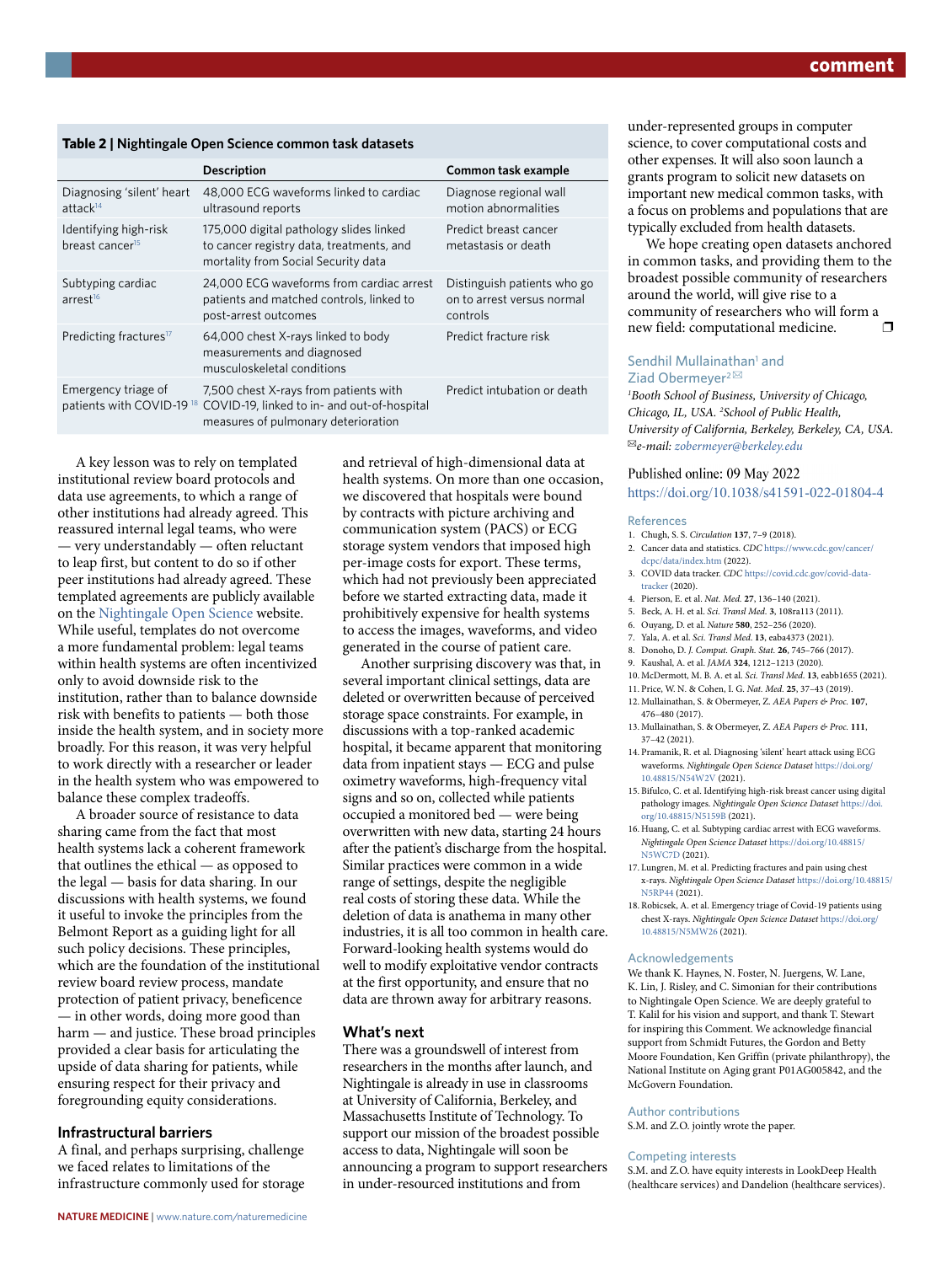**Table 2 | Nightingale Open Science common task datasets**

| | Description | Common task example |
|---|---|---|
| Diagnosing 'silent' heart attack[14] | 48,000 ECG waveforms linked to cardiac ultrasound reports | Diagnose regional wall motion abnormalities |
| Identifying high-risk breast cancer[15] | 175,000 digital pathology slides linked to cancer registry data, treatments, and mortality from Social Security data | Predict breast cancer metastasis or death |
| Subtyping cardiac arrest[16] | 24,000 ECG waveforms from cardiac arrest patients and matched controls, linked to post-arrest outcomes | Distinguish patients who go on to arrest versus normal controls |
| Predicting fractures[17] | 64,000 chest X-rays linked to body measurements and diagnosed musculoskeletal conditions | Predict fracture risk |
| Emergency triage of patients with COVID-19[18] | 7,500 chest X-rays from patients with COVID-19, linked to in- and out-of-hospital measures of pulmonary deterioration | Predict intubation or death |

A key lesson was to rely on templated institutional review board protocols and data use agreements, to which a range of other institutions had already agreed. This reassured internal legal teams, who were — very understandably — often reluctant to leap first, but content to do so if other peer institutions had already agreed. These templated agreements are publicly available on the Nightingale Open Science website. While useful, templates do not overcome a more fundamental problem: legal teams within health systems are often incentivized only to avoid downside risk to the institution, rather than to balance downside risk with benefits to patients — both those inside the health system, and in society more broadly. For this reason, it was very helpful to work directly with a researcher or leader in the health system who was empowered to balance these complex tradeoffs.

A broader source of resistance to data sharing came from the fact that most health systems lack a coherent framework that outlines the ethical — as opposed to the legal — basis for data sharing. In our discussions with health systems, we found it useful to invoke the principles from the Belmont Report as a guiding light for all such policy decisions. These principles, which are the foundation of the institutional review board review process, mandate protection of patient privacy, beneficence — in other words, doing more good than harm — and justice. These broad principles provided a clear basis for articulating the upside of data sharing for patients, while ensuring respect for their privacy and foregrounding equity considerations.

## Infrastructural barriers

A final, and perhaps surprising, challenge we faced relates to limitations of the infrastructure commonly used for storage and retrieval of high-dimensional data at health systems. On more than one occasion, we discovered that hospitals were bound by contracts with picture archiving and communication system (PACS) or ECG storage system vendors that imposed high per-image costs for export. These terms, which had not previously been appreciated before we started extracting data, made it prohibitively expensive for health systems to access the images, waveforms, and video generated in the course of patient care.

Another surprising discovery was that, in several important clinical settings, data are deleted or overwritten because of perceived storage space constraints. For example, in discussions with a top-ranked academic hospital, it became apparent that monitoring data from inpatient stays — ECG and pulse oximetry waveforms, high-frequency vital signs and so on, collected while patients occupied a monitored bed — were being overwritten with new data, starting 24 hours after the patient's discharge from the hospital. Similar practices were common in a wide range of settings, despite the negligible real costs of storing these data. While the deletion of data is anathema in many other industries, it is all too common in health care. Forward-looking health systems would do well to modify exploitative vendor contracts at the first opportunity, and ensure that no data are thrown away for arbitrary reasons.

## What's next

There was a groundswell of interest from researchers in the months after launch, and Nightingale is already in use in classrooms at University of California, Berkeley, and Massachusetts Institute of Technology. To support our mission of the broadest possible access to data, Nightingale will soon be announcing a program to support researchers in under-resourced institutions and from under-represented groups in computer science, to cover computational costs and other expenses. It will also soon launch a grants program to solicit new datasets on important new medical common tasks, with a focus on problems and populations that are typically excluded from health datasets.

We hope creating open datasets anchored in common tasks, and providing them to the broadest possible community of researchers around the world, will give rise to a community of researchers who will form a new field: computational medicine. ❐

Sendhil Mullainathan[1] and Ziad Obermeyer[2] ✉

[1]*Booth School of Business, University of Chicago, Chicago, IL, USA.* [2]*School of Public Health, University of California, Berkeley, Berkeley, CA, USA.*
✉*e-mail: zobermeyer@berkeley.edu*

Published online: 09 May 2022
https://doi.org/10.1038/s41591-022-01804-4

### References

1. Chugh, S. S. *Circulation* **137**, 7–9 (2018).
2. Cancer data and statistics. *CDC* https://www.cdc.gov/cancer/dcpc/data/index.htm (2022).
3. COVID data tracker. *CDC* https://covid.cdc.gov/covid-data-tracker (2020).
4. Pierson, E. et al. *Nat. Med.* **27**, 136–140 (2021).
5. Beck, A. H. et al. *Sci. Transl Med.* **3**, 108ra113 (2011).
6. Ouyang, D. et al. *Nature* **580**, 252–256 (2020).
7. Yala, A. et al. *Sci. Transl Med.* **13**, eaba4373 (2021).
8. Donoho, D. *J. Comput. Graph. Stat.* **26**, 745–766 (2017).
9. Kaushal, A. et al. *JAMA* **324**, 1212–1213 (2020).
10. McDermott, M. B. A. et al. *Sci. Transl Med.* **13**, eabb1655 (2021).
11. Price, W. N. & Cohen, I. G. *Nat. Med.* **25**, 37–43 (2019).
12. Mullainathan, S. & Obermeyer, Z. *AEA Papers & Proc.* **107**, 476–480 (2017).
13. Mullainathan, S. & Obermeyer, Z. *AEA Papers & Proc.* **111**, 37–42 (2021).
14. Pramanik, R. et al. Diagnosing 'silent' heart attack using ECG waveforms. *Nightingale Open Science Dataset* https://doi.org/10.48815/N54W2V (2021).
15. Bifulco, C. et al. Identifying high-risk breast cancer using digital pathology images. *Nightingale Open Science Dataset* https://doi.org/10.48815/N5159B (2021).
16. Huang, C. et al. Subtyping cardiac arrest with ECG waveforms. *Nightingale Open Science Dataset* https://doi.org/10.48815/N5WC7D (2021).
17. Lungren, M. et al. Predicting fractures and pain using chest x-rays. *Nightingale Open Science Dataset* https://doi.org/10.48815/N5RP44 (2021).
18. Robicsek, A. et al. Emergency triage of Covid-19 patients using chest X-rays. *Nightingale Open Science Dataset* https://doi.org/10.48815/N5MW26 (2021).

### Acknowledgements

We thank K. Haynes, N. Foster, N. Juergens, W. Lane, K. Lin, J. Risley, and C. Simonian for their contributions to Nightingale Open Science. We are deeply grateful to T. Kalil for his vision and support, and thank T. Stewart for inspiring this Comment. We acknowledge financial support from Schmidt Futures, the Gordon and Betty Moore Foundation, Ken Griffin (private philanthropy), the National Institute on Aging grant P01AG005842, and the McGovern Foundation.

### Author contributions

S.M. and Z.O. jointly wrote the paper.

### Competing interests

S.M. and Z.O. have equity interests in LookDeep Health (healthcare services) and Dandelion (healthcare services).